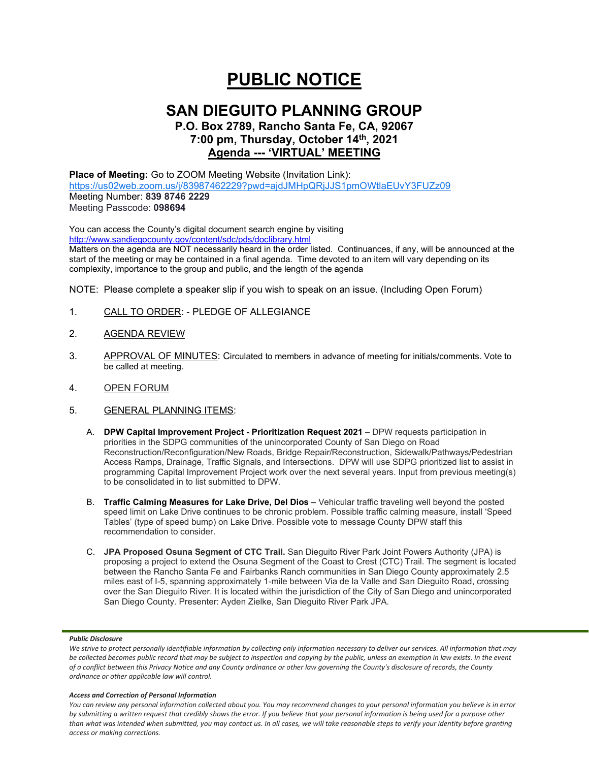# PUBLIC NOTICE

## SAN DIEGUITO PLANNING GROUP

### P.O. Box 2789, Rancho Santa Fe, CA, 92067
### 7:00 pm, Thursday, October 14th, 2021
### Agenda --- 'VIRTUAL' MEETING

**Place of Meeting:** Go to ZOOM Meeting Website (Invitation Link):
https://us02web.zoom.us/j/83987462229?pwd=ajdJMHpQRjJJS1pmOWtlaEUvY3FUZz09
Meeting Number: **839 8746 2229**
Meeting Passcode: **098694**

You can access the County's digital document search engine by visiting
http://www.sandiegocounty.gov/content/sdc/pds/doclibrary.html
Matters on the agenda are NOT necessarily heard in the order listed. Continuances, if any, will be announced at the start of the meeting or may be contained in a final agenda. Time devoted to an item will vary depending on its complexity, importance to the group and public, and the length of the agenda

NOTE: Please complete a speaker slip if you wish to speak on an issue. (Including Open Forum)

1. CALL TO ORDER: - PLEDGE OF ALLEGIANCE

2. AGENDA REVIEW

3. APPROVAL OF MINUTES: Circulated to members in advance of meeting for initials/comments. Vote to be called at meeting.

4. OPEN FORUM

5. GENERAL PLANNING ITEMS:

   A. **DPW Capital Improvement Project - Prioritization Request 2021** – DPW requests participation in priorities in the SDPG communities of the unincorporated County of San Diego on Road Reconstruction/Reconfiguration/New Roads, Bridge Repair/Reconstruction, Sidewalk/Pathways/Pedestrian Access Ramps, Drainage, Traffic Signals, and Intersections. DPW will use SDPG prioritized list to assist in programming Capital Improvement Project work over the next several years. Input from previous meeting(s) to be consolidated in to list submitted to DPW.

   B. **Traffic Calming Measures for Lake Drive, Del Dios** – Vehicular traffic traveling well beyond the posted speed limit on Lake Drive continues to be chronic problem. Possible traffic calming measure, install 'Speed Tables' (type of speed bump) on Lake Drive. Possible vote to message County DPW staff this recommendation to consider.

   C. **JPA Proposed Osuna Segment of CTC Trail.** San Dieguito River Park Joint Powers Authority (JPA) is proposing a project to extend the Osuna Segment of the Coast to Crest (CTC) Trail. The segment is located between the Rancho Santa Fe and Fairbanks Ranch communities in San Diego County approximately 2.5 miles east of I-5, spanning approximately 1-mile between Via de la Valle and San Dieguito Road, crossing over the San Dieguito River. It is located within the jurisdiction of the City of San Diego and unincorporated San Diego County. Presenter: Ayden Zielke, San Dieguito River Park JPA.

***Public Disclosure***

*We strive to protect personally identifiable information by collecting only information necessary to deliver our services. All information that may be collected becomes public record that may be subject to inspection and copying by the public, unless an exemption in law exists. In the event of a conflict between this Privacy Notice and any County ordinance or other law governing the County's disclosure of records, the County ordinance or other applicable law will control.*

***Access and Correction of Personal Information***

*You can review any personal information collected about you. You may recommend changes to your personal information you believe is in error by submitting a written request that credibly shows the error. If you believe that your personal information is being used for a purpose other than what was intended when submitted, you may contact us. In all cases, we will take reasonable steps to verify your identity before granting access or making corrections.*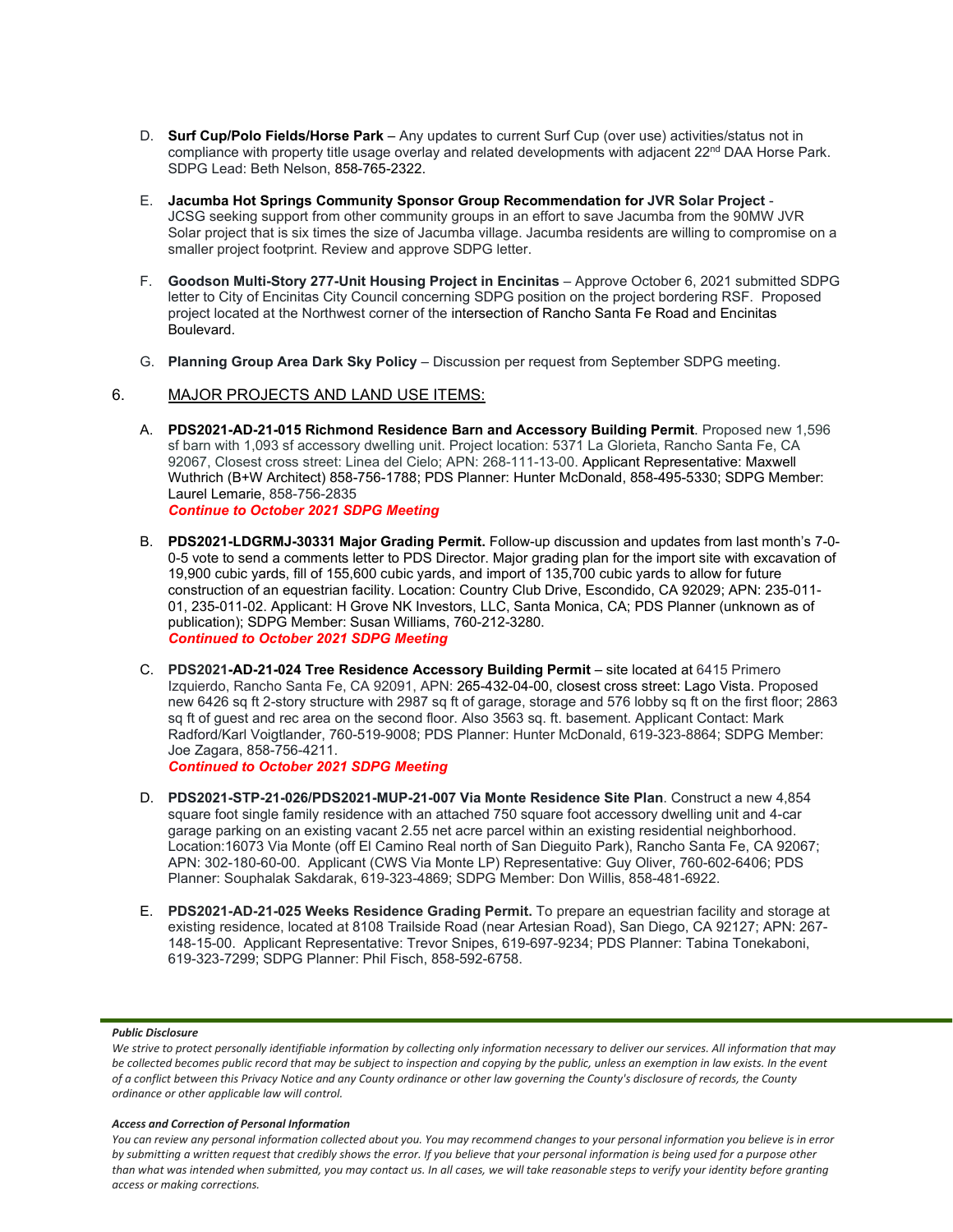D. **Surf Cup/Polo Fields/Horse Park** – Any updates to current Surf Cup (over use) activities/status not in compliance with property title usage overlay and related developments with adjacent 22nd DAA Horse Park. SDPG Lead: Beth Nelson, 858-765-2322.

E. **Jacumba Hot Springs Community Sponsor Group Recommendation for JVR Solar Project** - JCSG seeking support from other community groups in an effort to save Jacumba from the 90MW JVR Solar project that is six times the size of Jacumba village. Jacumba residents are willing to compromise on a smaller project footprint. Review and approve SDPG letter.

F. **Goodson Multi-Story 277-Unit Housing Project in Encinitas** – Approve October 6, 2021 submitted SDPG letter to City of Encinitas City Council concerning SDPG position on the project bordering RSF. Proposed project located at the Northwest corner of the intersection of Rancho Santa Fe Road and Encinitas Boulevard.

G. **Planning Group Area Dark Sky Policy** – Discussion per request from September SDPG meeting.

## 6. MAJOR PROJECTS AND LAND USE ITEMS:

A. **PDS2021-AD-21-015 Richmond Residence Barn and Accessory Building Permit**. Proposed new 1,596 sf barn with 1,093 sf accessory dwelling unit. Project location: 5371 La Glorieta, Rancho Santa Fe, CA 92067, Closest cross street: Linea del Cielo; APN: 268-111-13-00. Applicant Representative: Maxwell Wuthrich (B+W Architect) 858-756-1788; PDS Planner: Hunter McDonald, 858-495-5330; SDPG Member: Laurel Lemarie, 858-756-2835
***Continue to October 2021 SDPG Meeting***

B. **PDS2021-LDGRMJ-30331 Major Grading Permit.** Follow-up discussion and updates from last month's 7-0-0-5 vote to send a comments letter to PDS Director. Major grading plan for the import site with excavation of 19,900 cubic yards, fill of 155,600 cubic yards, and import of 135,700 cubic yards to allow for future construction of an equestrian facility. Location: Country Club Drive, Escondido, CA 92029; APN: 235-011-01, 235-011-02. Applicant: H Grove NK Investors, LLC, Santa Monica, CA; PDS Planner (unknown as of publication); SDPG Member: Susan Williams, 760-212-3280.
***Continued to October 2021 SDPG Meeting***

C. **PDS2021-AD-21-024 Tree Residence Accessory Building Permit** – site located at 6415 Primero Izquierdo, Rancho Santa Fe, CA 92091, APN: 265-432-04-00, closest cross street: Lago Vista. Proposed new 6426 sq ft 2-story structure with 2987 sq ft of garage, storage and 576 lobby sq ft on the first floor; 2863 sq ft of guest and rec area on the second floor. Also 3563 sq. ft. basement. Applicant Contact: Mark Radford/Karl Voigtlander, 760-519-9008; PDS Planner: Hunter McDonald, 619-323-8864; SDPG Member: Joe Zagara, 858-756-4211.
***Continued to October 2021 SDPG Meeting***

D. **PDS2021-STP-21-026/PDS2021-MUP-21-007 Via Monte Residence Site Plan**. Construct a new 4,854 square foot single family residence with an attached 750 square foot accessory dwelling unit and 4-car garage parking on an existing vacant 2.55 net acre parcel within an existing residential neighborhood. Location:16073 Via Monte (off El Camino Real north of San Dieguito Park), Rancho Santa Fe, CA 92067; APN: 302-180-60-00. Applicant (CWS Via Monte LP) Representative: Guy Oliver, 760-602-6406; PDS Planner: Souphalak Sakdarak, 619-323-4869; SDPG Member: Don Willis, 858-481-6922.

E. **PDS2021-AD-21-025 Weeks Residence Grading Permit.** To prepare an equestrian facility and storage at existing residence, located at 8108 Trailside Road (near Artesian Road), San Diego, CA 92127; APN: 267-148-15-00. Applicant Representative: Trevor Snipes, 619-697-9234; PDS Planner: Tabina Tonekaboni, 619-323-7299; SDPG Planner: Phil Fisch, 858-592-6758.

***Public Disclosure***

*We strive to protect personally identifiable information by collecting only information necessary to deliver our services. All information that may be collected becomes public record that may be subject to inspection and copying by the public, unless an exemption in law exists. In the event of a conflict between this Privacy Notice and any County ordinance or other law governing the County's disclosure of records, the County ordinance or other applicable law will control.*

***Access and Correction of Personal Information***

*You can review any personal information collected about you. You may recommend changes to your personal information you believe is in error by submitting a written request that credibly shows the error. If you believe that your personal information is being used for a purpose other than what was intended when submitted, you may contact us. In all cases, we will take reasonable steps to verify your identity before granting access or making corrections.*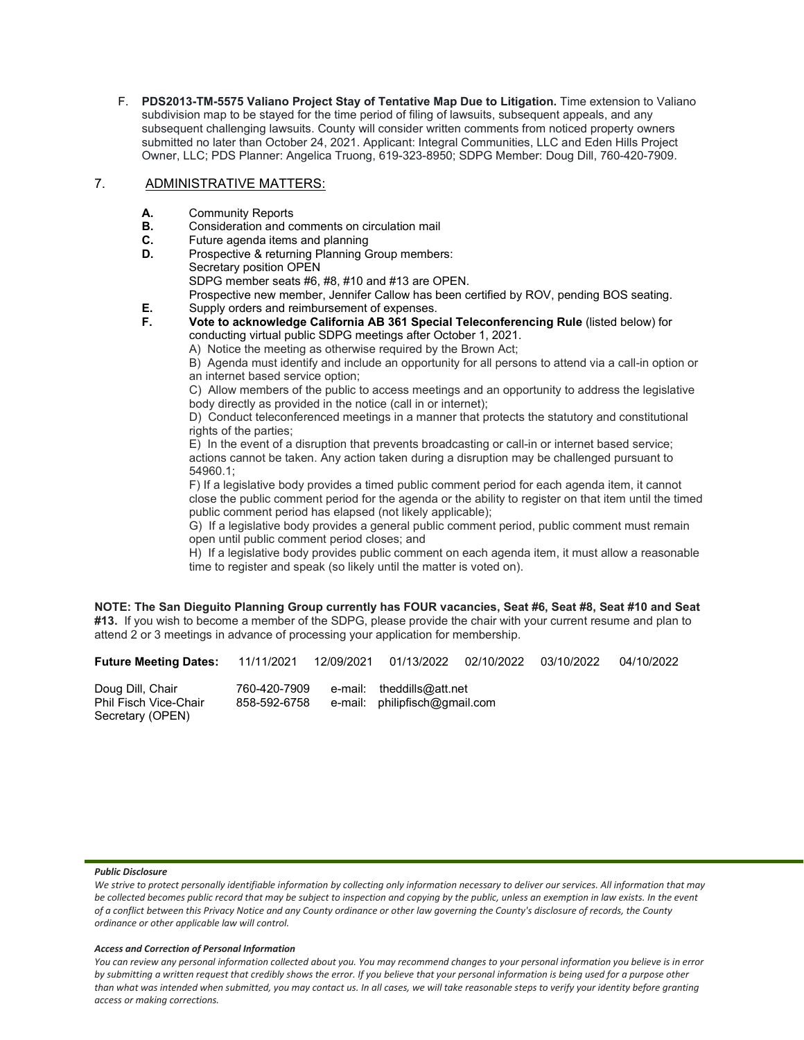F. **PDS2013-TM-5575 Valiano Project Stay of Tentative Map Due to Litigation.** Time extension to Valiano subdivision map to be stayed for the time period of filing of lawsuits, subsequent appeals, and any subsequent challenging lawsuits. County will consider written comments from noticed property owners submitted no later than October 24, 2021. Applicant: Integral Communities, LLC and Eden Hills Project Owner, LLC; PDS Planner: Angelica Truong, 619-323-8950; SDPG Member: Doug Dill, 760-420-7909.

7. ADMINISTRATIVE MATTERS:

**A.** Community Reports

**B.** Consideration and comments on circulation mail

**C.** Future agenda items and planning

**D.** Prospective & returning Planning Group members:
Secretary position OPEN
SDPG member seats #6, #8, #10 and #13 are OPEN.
Prospective new member, Jennifer Callow has been certified by ROV, pending BOS seating.

**E.** Supply orders and reimbursement of expenses.

**F.** **Vote to acknowledge California AB 361 Special Teleconferencing Rule** (listed below) for conducting virtual public SDPG meetings after October 1, 2021.

A) Notice the meeting as otherwise required by the Brown Act;

B) Agenda must identify and include an opportunity for all persons to attend via a call-in option or an internet based service option;

C) Allow members of the public to access meetings and an opportunity to address the legislative body directly as provided in the notice (call in or internet);

D) Conduct teleconferenced meetings in a manner that protects the statutory and constitutional rights of the parties;

E) In the event of a disruption that prevents broadcasting or call-in or internet based service; actions cannot be taken. Any action taken during a disruption may be challenged pursuant to 54960.1;

F) If a legislative body provides a timed public comment period for each agenda item, it cannot close the public comment period for the agenda or the ability to register on that item until the timed public comment period has elapsed (not likely applicable);

G) If a legislative body provides a general public comment period, public comment must remain open until public comment period closes; and

H) If a legislative body provides public comment on each agenda item, it must allow a reasonable time to register and speak (so likely until the matter is voted on).

**NOTE: The San Dieguito Planning Group currently has FOUR vacancies, Seat #6, Seat #8, Seat #10 and Seat #13.** If you wish to become a member of the SDPG, please provide the chair with your current resume and plan to attend 2 or 3 meetings in advance of processing your application for membership.

**Future Meeting Dates:** 11/11/2021 12/09/2021 01/13/2022 02/10/2022 03/10/2022 04/10/2022

| | | |
|---|---|---|
| Doug Dill, Chair | 760-420-7909 | e-mail: theddills@att.net |
| Phil Fisch Vice-Chair | 858-592-6758 | e-mail: philipfisch@gmail.com |
| Secretary (OPEN) | | |

***Public Disclosure***

*We strive to protect personally identifiable information by collecting only information necessary to deliver our services. All information that may be collected becomes public record that may be subject to inspection and copying by the public, unless an exemption in law exists. In the event of a conflict between this Privacy Notice and any County ordinance or other law governing the County's disclosure of records, the County ordinance or other applicable law will control.*

***Access and Correction of Personal Information***

*You can review any personal information collected about you. You may recommend changes to your personal information you believe is in error by submitting a written request that credibly shows the error. If you believe that your personal information is being used for a purpose other than what was intended when submitted, you may contact us. In all cases, we will take reasonable steps to verify your identity before granting access or making corrections.*